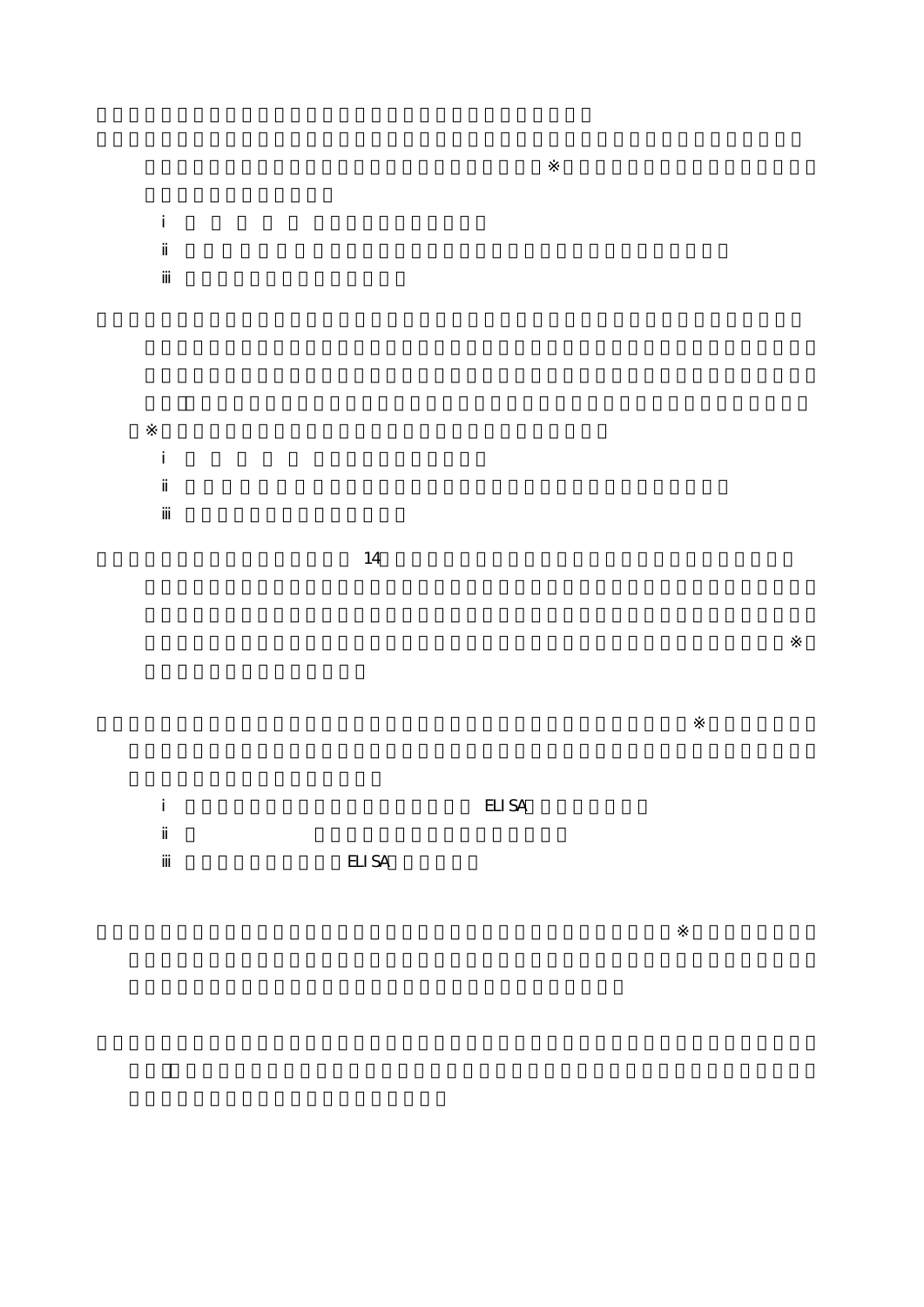※

ⅰ

ⅱ

ⅲ

※

ⅰ

ⅱ

ⅲ

14

※

※

ⅰ ELISA

ⅱ

ⅲ ELISA

※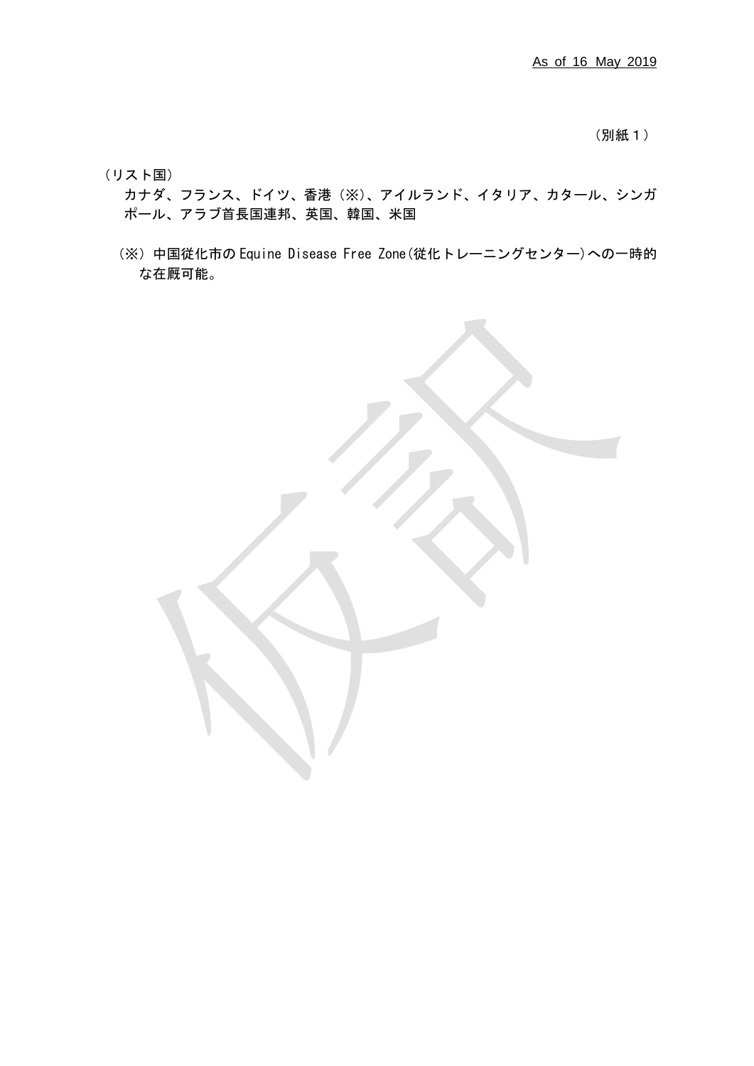As of 16 May 2019

（別紙１）

（リスト国）

カナダ、フランス、ドイツ、香港（※）、アイルランド、イタリア、カタール、シンガポール、アラブ首長国連邦、英国、韓国、米国

（※）中国従化市の Equine Disease Free Zone(従化トレーニングセンター)への一時的な在厩可能。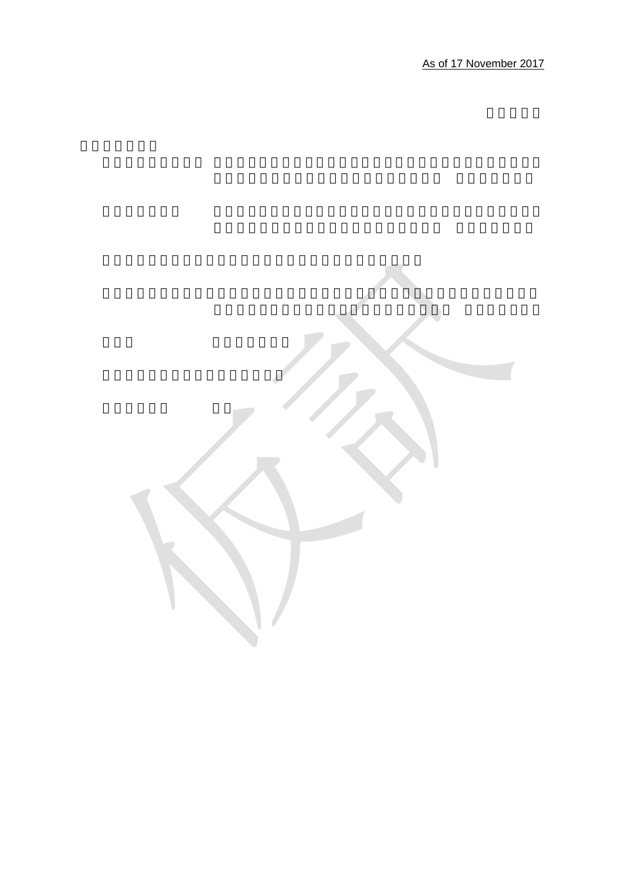As of 17 November 2017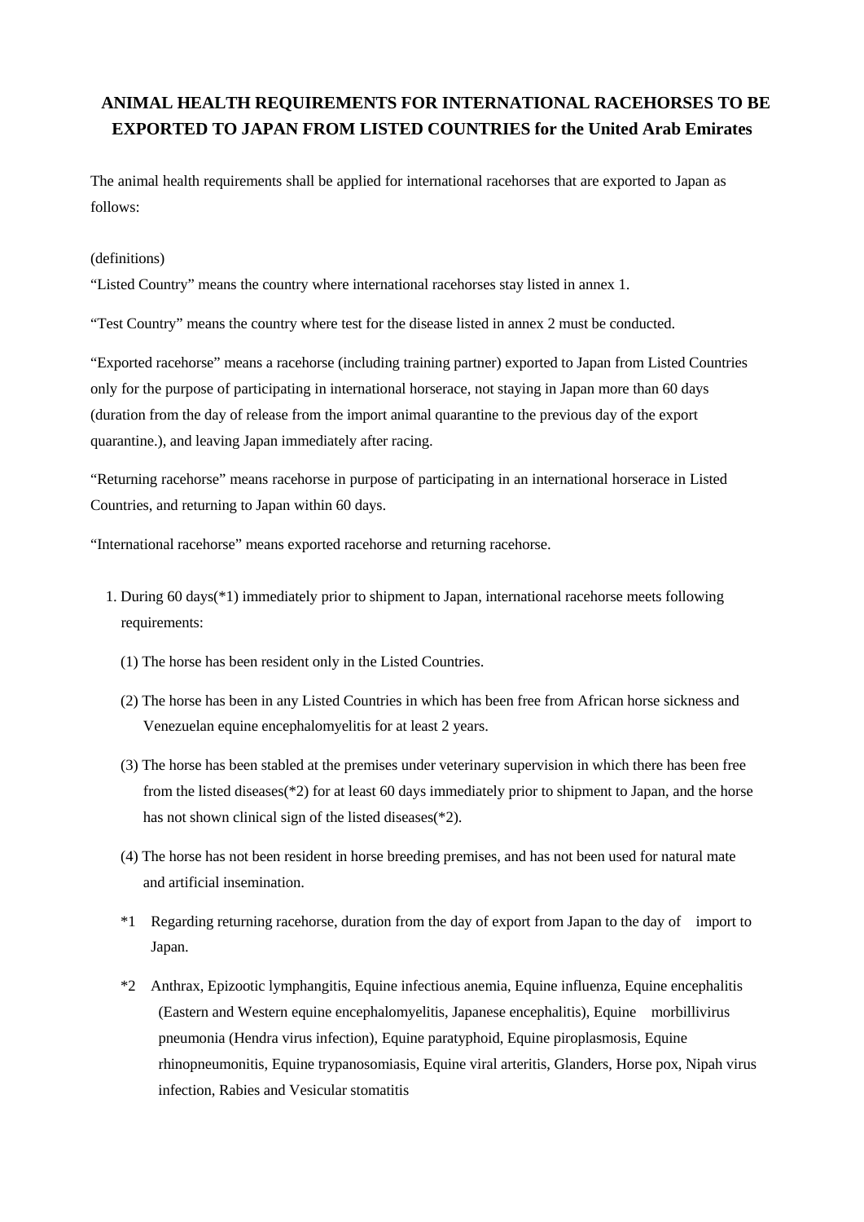# ANIMAL HEALTH REQUIREMENTS FOR INTERNATIONAL RACEHORSES TO BE EXPORTED TO JAPAN FROM LISTED COUNTRIES for the United Arab Emirates

The animal health requirements shall be applied for international racehorses that are exported to Japan as follows:

(definitions)

"Listed Country" means the country where international racehorses stay listed in annex 1.

"Test Country" means the country where test for the disease listed in annex 2 must be conducted.

"Exported racehorse" means a racehorse (including training partner) exported to Japan from Listed Countries only for the purpose of participating in international horserace, not staying in Japan more than 60 days (duration from the day of release from the import animal quarantine to the previous day of the export quarantine.), and leaving Japan immediately after racing.

"Returning racehorse" means racehorse in purpose of participating in an international horserace in Listed Countries, and returning to Japan within 60 days.

"International racehorse" means exported racehorse and returning racehorse.

1. During 60 days(*1) immediately prior to shipment to Japan, international racehorse meets following requirements:

   (1) The horse has been resident only in the Listed Countries.

   (2) The horse has been in any Listed Countries in which has been free from African horse sickness and Venezuelan equine encephalomyelitis for at least 2 years.

   (3) The horse has been stabled at the premises under veterinary supervision in which there has been free from the listed diseases(*2) for at least 60 days immediately prior to shipment to Japan, and the horse has not shown clinical sign of the listed diseases(*2).

   (4) The horse has not been resident in horse breeding premises, and has not been used for natural mate and artificial insemination.

   *1 Regarding returning racehorse, duration from the day of export from Japan to the day of import to Japan.

   *2 Anthrax, Epizootic lymphangitis, Equine infectious anemia, Equine influenza, Equine encephalitis (Eastern and Western equine encephalomyelitis, Japanese encephalitis), Equine morbillivirus pneumonia (Hendra virus infection), Equine paratyphoid, Equine piroplasmosis, Equine rhinopneumonitis, Equine trypanosomiasis, Equine viral arteritis, Glanders, Horse pox, Nipah virus infection, Rabies and Vesicular stomatitis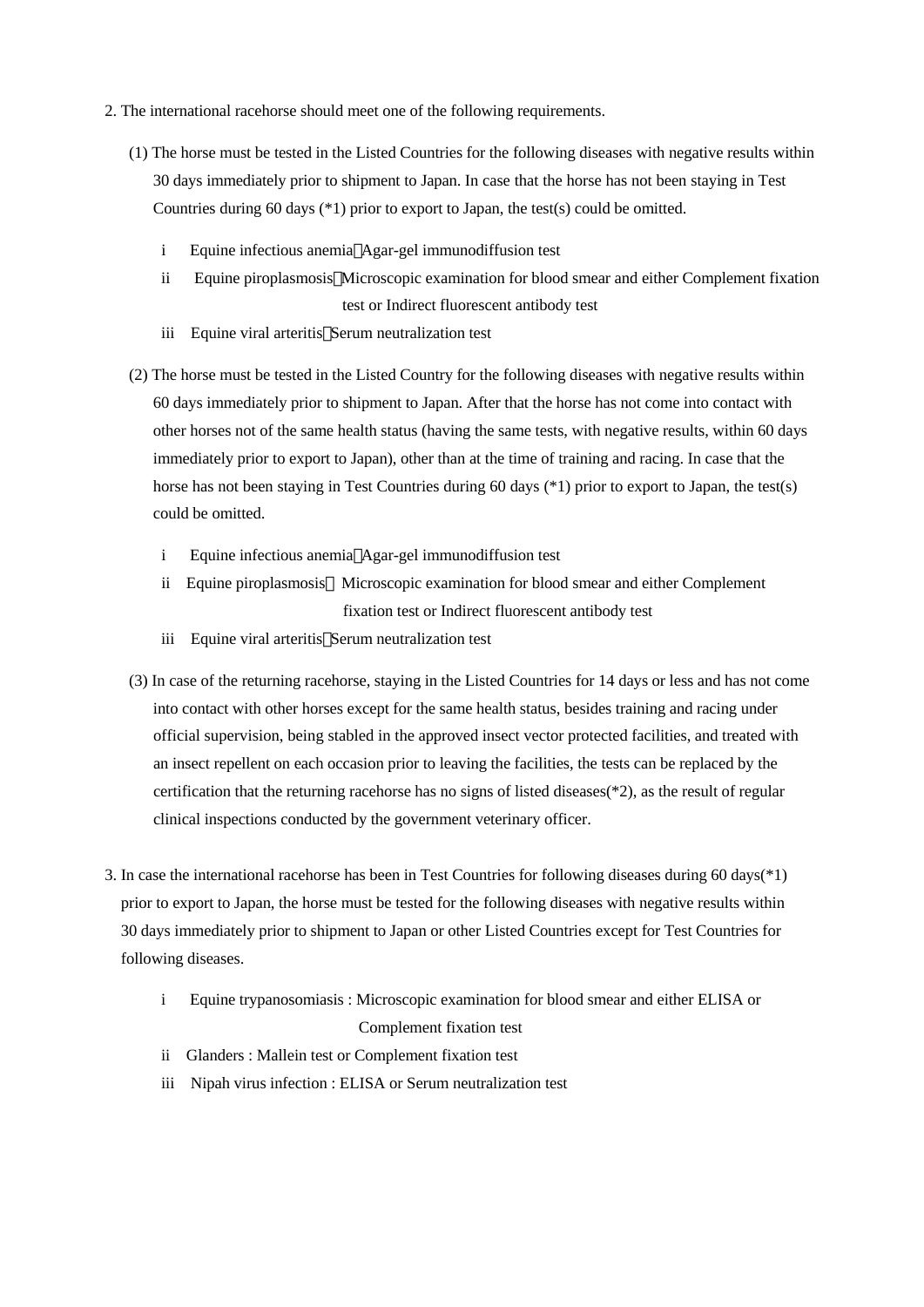2. The international racehorse should meet one of the following requirements.

(1) The horse must be tested in the Listed Countries for the following diseases with negative results within 30 days immediately prior to shipment to Japan. In case that the horse has not been staying in Test Countries during 60 days (*1) prior to export to Japan, the test(s) could be omitted.

- i Equine infectious anemia：Agar-gel immunodiffusion test
- ii Equine piroplasmosis：Microscopic examination for blood smear and either Complement fixation test or Indirect fluorescent antibody test
- iii Equine viral arteritis：Serum neutralization test

(2) The horse must be tested in the Listed Country for the following diseases with negative results within 60 days immediately prior to shipment to Japan. After that the horse has not come into contact with other horses not of the same health status (having the same tests, with negative results, within 60 days immediately prior to export to Japan), other than at the time of training and racing. In case that the horse has not been staying in Test Countries during 60 days (*1) prior to export to Japan, the test(s) could be omitted.

- i Equine infectious anemia：Agar-gel immunodiffusion test
- ii Equine piroplasmosis： Microscopic examination for blood smear and either Complement fixation test or Indirect fluorescent antibody test
- iii Equine viral arteritis：Serum neutralization test

(3) In case of the returning racehorse, staying in the Listed Countries for 14 days or less and has not come into contact with other horses except for the same health status, besides training and racing under official supervision, being stabled in the approved insect vector protected facilities, and treated with an insect repellent on each occasion prior to leaving the facilities, the tests can be replaced by the certification that the returning racehorse has no signs of listed diseases(*2), as the result of regular clinical inspections conducted by the government veterinary officer.

3. In case the international racehorse has been in Test Countries for following diseases during 60 days(*1) prior to export to Japan, the horse must be tested for the following diseases with negative results within 30 days immediately prior to shipment to Japan or other Listed Countries except for Test Countries for following diseases.

- i Equine trypanosomiasis : Microscopic examination for blood smear and either ELISA or Complement fixation test
- ii Glanders : Mallein test or Complement fixation test
- iii Nipah virus infection : ELISA or Serum neutralization test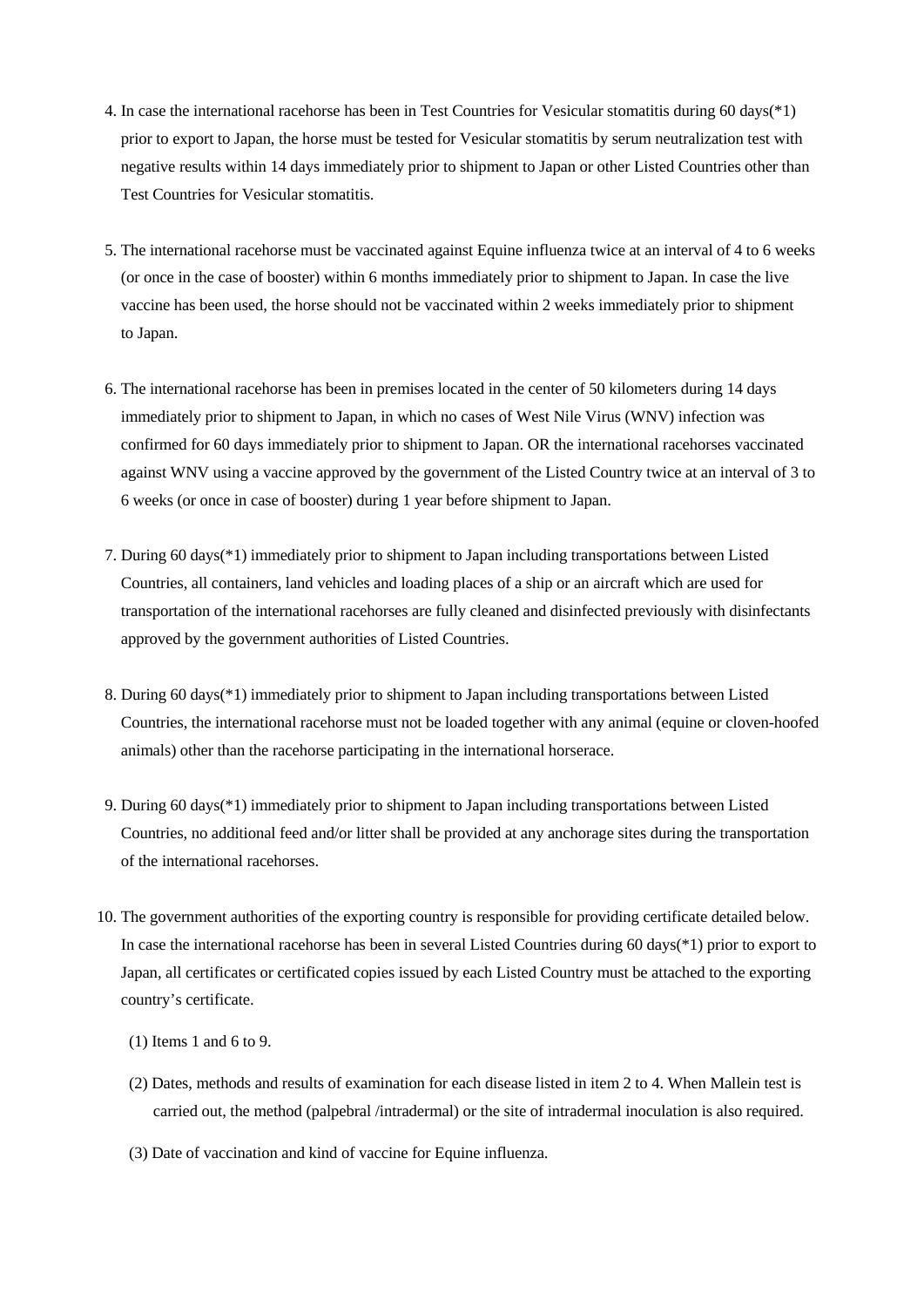4. In case the international racehorse has been in Test Countries for Vesicular stomatitis during 60 days(*1) prior to export to Japan, the horse must be tested for Vesicular stomatitis by serum neutralization test with negative results within 14 days immediately prior to shipment to Japan or other Listed Countries other than Test Countries for Vesicular stomatitis.

5. The international racehorse must be vaccinated against Equine influenza twice at an interval of 4 to 6 weeks (or once in the case of booster) within 6 months immediately prior to shipment to Japan. In case the live vaccine has been used, the horse should not be vaccinated within 2 weeks immediately prior to shipment to Japan.

6. The international racehorse has been in premises located in the center of 50 kilometers during 14 days immediately prior to shipment to Japan, in which no cases of West Nile Virus (WNV) infection was confirmed for 60 days immediately prior to shipment to Japan. OR the international racehorses vaccinated against WNV using a vaccine approved by the government of the Listed Country twice at an interval of 3 to 6 weeks (or once in case of booster) during 1 year before shipment to Japan.

7. During 60 days(*1) immediately prior to shipment to Japan including transportations between Listed Countries, all containers, land vehicles and loading places of a ship or an aircraft which are used for transportation of the international racehorses are fully cleaned and disinfected previously with disinfectants approved by the government authorities of Listed Countries.

8. During 60 days(*1) immediately prior to shipment to Japan including transportations between Listed Countries, the international racehorse must not be loaded together with any animal (equine or cloven-hoofed animals) other than the racehorse participating in the international horserace.

9. During 60 days(*1) immediately prior to shipment to Japan including transportations between Listed Countries, no additional feed and/or litter shall be provided at any anchorage sites during the transportation of the international racehorses.

10. The government authorities of the exporting country is responsible for providing certificate detailed below. In case the international racehorse has been in several Listed Countries during 60 days(*1) prior to export to Japan, all certificates or certificated copies issued by each Listed Country must be attached to the exporting country's certificate.

    (1) Items 1 and 6 to 9.

    (2) Dates, methods and results of examination for each disease listed in item 2 to 4. When Mallein test is carried out, the method (palpebral /intradermal) or the site of intradermal inoculation is also required.

    (3) Date of vaccination and kind of vaccine for Equine influenza.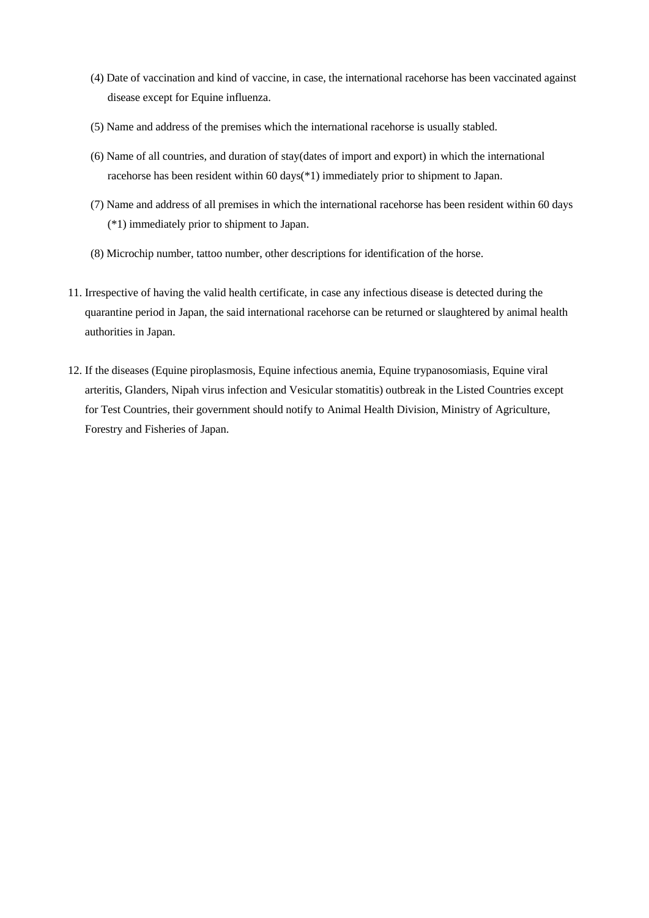(4) Date of vaccination and kind of vaccine, in case, the international racehorse has been vaccinated against disease except for Equine influenza.

(5) Name and address of the premises which the international racehorse is usually stabled.

(6) Name of all countries, and duration of stay(dates of import and export) in which the international racehorse has been resident within 60 days(*1) immediately prior to shipment to Japan.

(7) Name and address of all premises in which the international racehorse has been resident within 60 days (*1) immediately prior to shipment to Japan.

(8) Microchip number, tattoo number, other descriptions for identification of the horse.

11. Irrespective of having the valid health certificate, in case any infectious disease is detected during the quarantine period in Japan, the said international racehorse can be returned or slaughtered by animal health authorities in Japan.

12. If the diseases (Equine piroplasmosis, Equine infectious anemia, Equine trypanosomiasis, Equine viral arteritis, Glanders, Nipah virus infection and Vesicular stomatitis) outbreak in the Listed Countries except for Test Countries, their government should notify to Animal Health Division, Ministry of Agriculture, Forestry and Fisheries of Japan.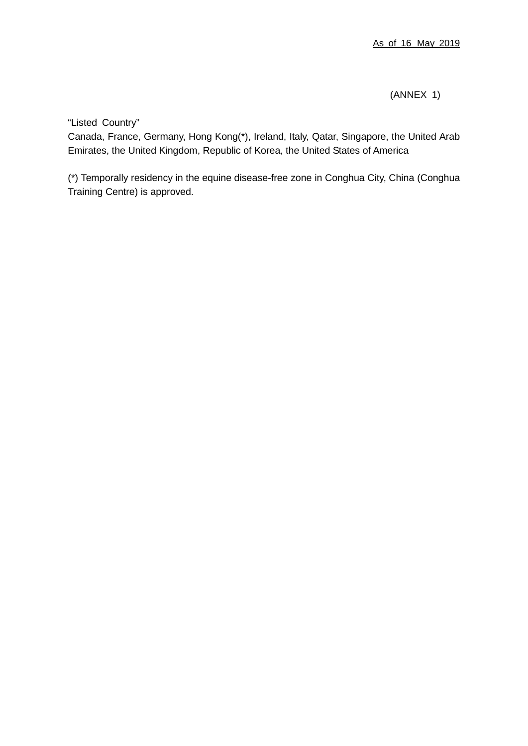As of 16 May 2019

(ANNEX 1)

“Listed Country”

Canada, France, Germany, Hong Kong(*), Ireland, Italy, Qatar, Singapore, the United Arab Emirates, the United Kingdom, Republic of Korea, the United States of America

(*) Temporally residency in the equine disease-free zone in Conghua City, China (Conghua Training Centre) is approved.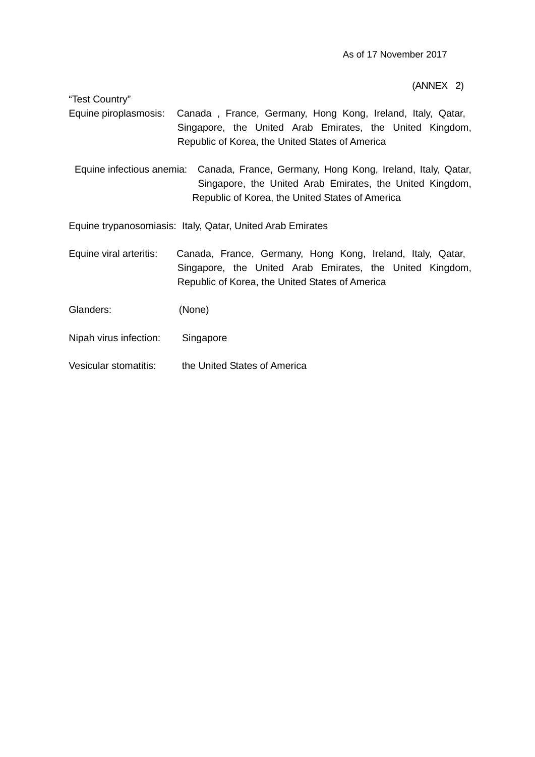As of 17 November 2017

(ANNEX 2)

"Test Country"

Equine piroplasmosis: Canada , France, Germany, Hong Kong, Ireland, Italy, Qatar, Singapore, the United Arab Emirates, the United Kingdom, Republic of Korea, the United States of America

Equine infectious anemia: Canada, France, Germany, Hong Kong, Ireland, Italy, Qatar, Singapore, the United Arab Emirates, the United Kingdom, Republic of Korea, the United States of America

Equine trypanosomiasis: Italy, Qatar, United Arab Emirates

Equine viral arteritis: Canada, France, Germany, Hong Kong, Ireland, Italy, Qatar, Singapore, the United Arab Emirates, the United Kingdom, Republic of Korea, the United States of America

Glanders: (None)

Nipah virus infection: Singapore

Vesicular stomatitis: the United States of America